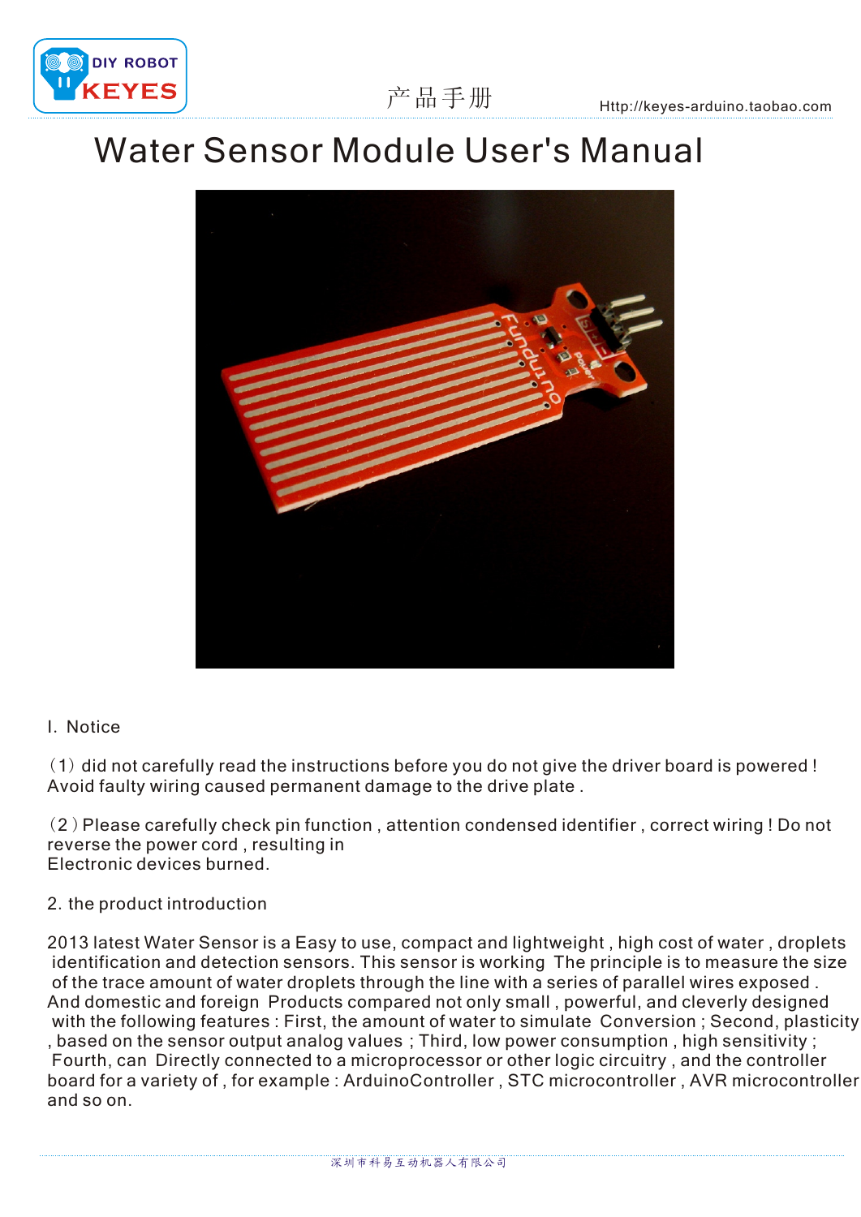# Water Sensor Module User's Manual

I. Notice

（1）did not carefully read the instructions before you do not give the driver board is powered ! Avoid faulty wiring caused permanent damage to the drive plate .

（2 ) Please carefully check pin function , attention condensed identifier , correct wiring ! Do not reverse the power cord , resulting in Electronic devices burned.

2. the product introduction

2013 latest Water Sensor is a Easy to use, compact and lightweight , high cost of water , droplets identification and detection sensors. This sensor is working The principle is to measure the size of the trace amount of water droplets through the line with a series of parallel wires exposed . And domestic and foreign Products compared not only small , powerful, and cleverly designed with the following features : First, the amount of water to simulate Conversion ; Second, plasticity , based on the sensor output analog values ; Third, low power consumption , high sensitivity ; Fourth, can Directly connected to a microprocessor or other logic circuitry , and the controller board for a variety of , for example : ArduinoController , STC microcontroller , AVR microcontroller and so on.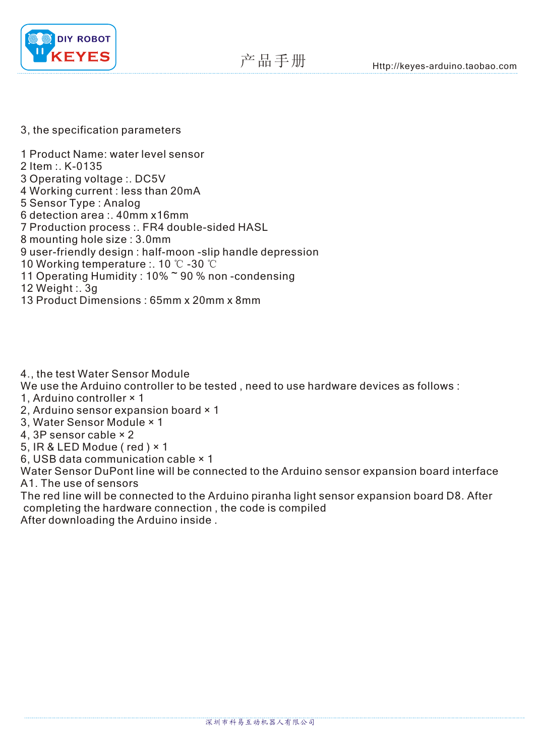3, the specification parameters

1 Product Name: water level sensor
2 Item :. K-0135
3 Operating voltage :. DC5V
4 Working current : less than 20mA
5 Sensor Type : Analog
6 detection area :. 40mm x16mm
7 Production process :. FR4 double-sided HASL
8 mounting hole size : 3.0mm
9 user-friendly design : half-moon -slip handle depression
10 Working temperature :. 10 ℃ -30 ℃
11 Operating Humidity : 10% ~ 90 % non -condensing
12 Weight :. 3g
13 Product Dimensions : 65mm x 20mm x 8mm

4., the test Water Sensor Module
We use the Arduino controller to be tested , need to use hardware devices as follows :
1, Arduino controller × 1
2, Arduino sensor expansion board × 1
3, Water Sensor Module × 1
4, 3P sensor cable × 2
5, IR & LED Modue ( red ) × 1
6, USB data communication cable × 1
Water Sensor DuPont line will be connected to the Arduino sensor expansion board interface A1. The use of sensors
The red line will be connected to the Arduino piranha light sensor expansion board D8. After completing the hardware connection , the code is compiled
After downloading the Arduino inside .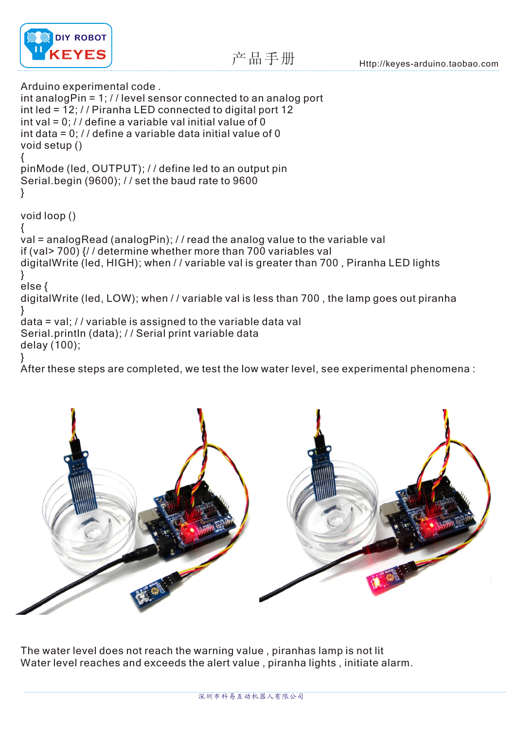Arduino experimental code .

```
int analogPin = 1; / / level sensor connected to an analog port
int led = 12; / / Piranha LED connected to digital port 12
int val = 0; / / define a variable val initial value of 0
int data = 0; / / define a variable data initial value of 0
void setup ()
{
pinMode (led, OUTPUT); / / define led to an output pin
Serial.begin (9600); / / set the baud rate to 9600
}

void loop ()
{
val = analogRead (analogPin); / / read the analog value to the variable val
if (val> 700) {/ / determine whether more than 700 variables val
digitalWrite (led, HIGH); when / / variable val is greater than 700 , Piranha LED lights
}
else {
digitalWrite (led, LOW); when / / variable val is less than 700 , the lamp goes out piranha
}
data = val; / / variable is assigned to the variable data val
Serial.println (data); / / Serial print variable data
delay (100);
}
```

After these steps are completed, we test the low water level, see experimental phenomena :

The water level does not reach the warning value , piranhas lamp is not lit
Water level reaches and exceeds the alert value , piranha lights , initiate alarm.